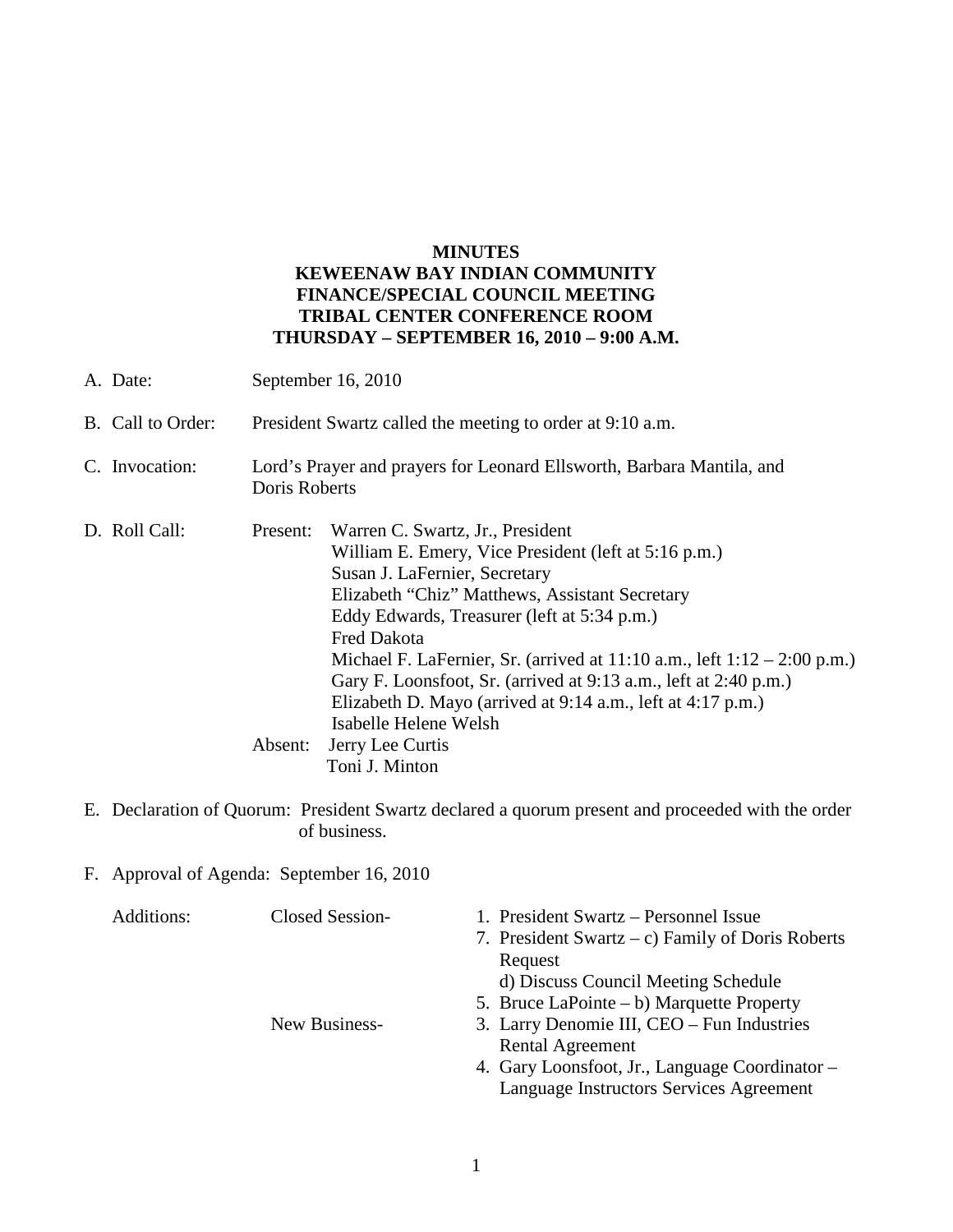**MINUTES**
**KEWEENAW BAY INDIAN COMMUNITY**
**FINANCE/SPECIAL COUNCIL MEETING**
**TRIBAL CENTER CONFERENCE ROOM**
**THURSDAY – SEPTEMBER 16, 2010 – 9:00 A.M.**

A. Date: September 16, 2010

B. Call to Order: President Swartz called the meeting to order at 9:10 a.m.

C. Invocation: Lord's Prayer and prayers for Leonard Ellsworth, Barbara Mantila, and Doris Roberts

D. Roll Call:

Present:
- Warren C. Swartz, Jr., President
- William E. Emery, Vice President (left at 5:16 p.m.)
- Susan J. LaFernier, Secretary
- Elizabeth "Chiz" Matthews, Assistant Secretary
- Eddy Edwards, Treasurer (left at 5:34 p.m.)
- Fred Dakota
- Michael F. LaFernier, Sr. (arrived at 11:10 a.m., left 1:12 – 2:00 p.m.)
- Gary F. Loonsfoot, Sr. (arrived at 9:13 a.m., left at 2:40 p.m.)
- Elizabeth D. Mayo (arrived at 9:14 a.m., left at 4:17 p.m.)
- Isabelle Helene Welsh

Absent:
- Jerry Lee Curtis
- Toni J. Minton

E. Declaration of Quorum: President Swartz declared a quorum present and proceeded with the order of business.

F. Approval of Agenda: September 16, 2010

Additions:

Closed Session-
1. President Swartz – Personnel Issue
7. President Swartz – c) Family of Doris Roberts Request
   d) Discuss Council Meeting Schedule
5. Bruce LaPointe – b) Marquette Property

New Business-
3. Larry Denomie III, CEO – Fun Industries Rental Agreement
4. Gary Loonsfoot, Jr., Language Coordinator – Language Instructors Services Agreement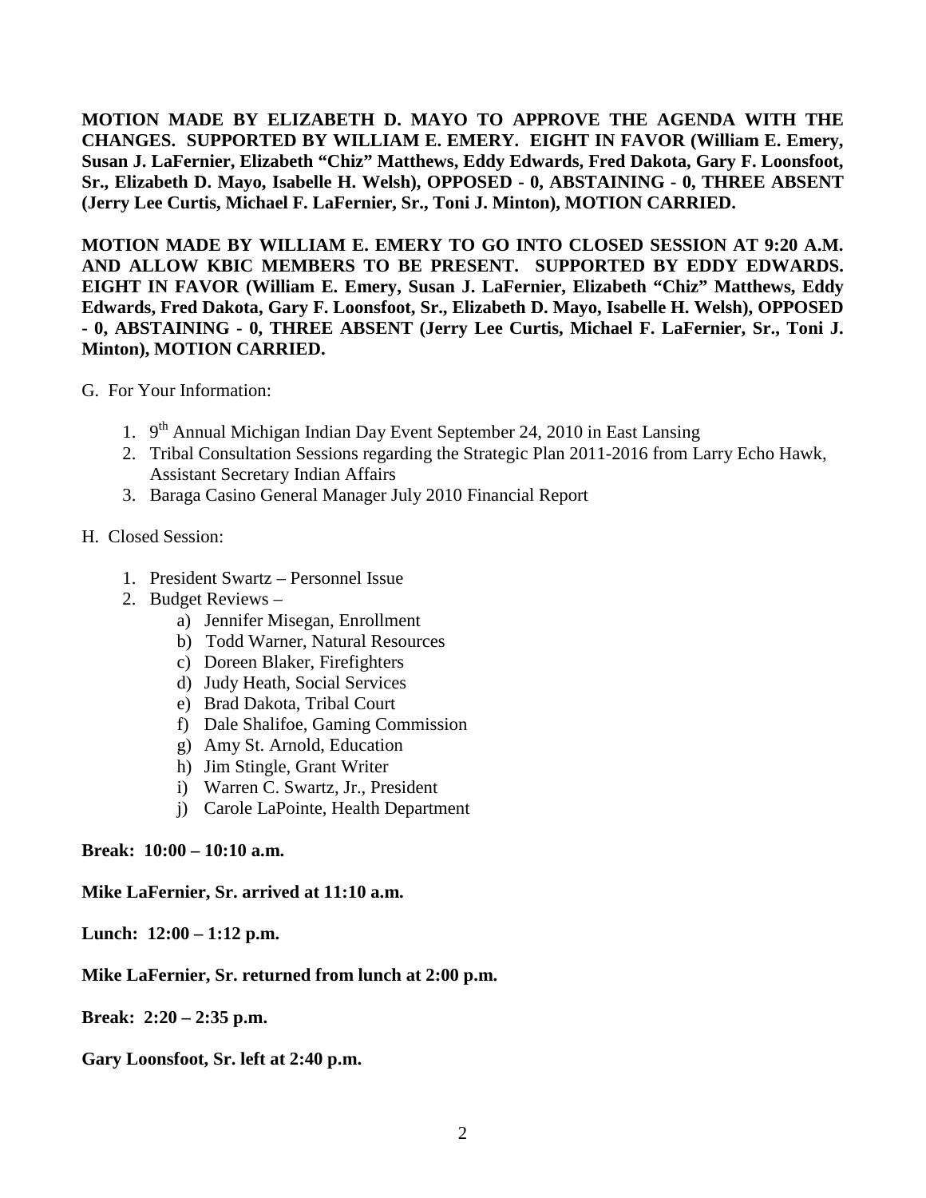**MOTION MADE BY ELIZABETH D. MAYO TO APPROVE THE AGENDA WITH THE CHANGES. SUPPORTED BY WILLIAM E. EMERY. EIGHT IN FAVOR (William E. Emery, Susan J. LaFernier, Elizabeth "Chiz" Matthews, Eddy Edwards, Fred Dakota, Gary F. Loonsfoot, Sr., Elizabeth D. Mayo, Isabelle H. Welsh), OPPOSED - 0, ABSTAINING - 0, THREE ABSENT (Jerry Lee Curtis, Michael F. LaFernier, Sr., Toni J. Minton), MOTION CARRIED.**

**MOTION MADE BY WILLIAM E. EMERY TO GO INTO CLOSED SESSION AT 9:20 A.M. AND ALLOW KBIC MEMBERS TO BE PRESENT. SUPPORTED BY EDDY EDWARDS. EIGHT IN FAVOR (William E. Emery, Susan J. LaFernier, Elizabeth "Chiz" Matthews, Eddy Edwards, Fred Dakota, Gary F. Loonsfoot, Sr., Elizabeth D. Mayo, Isabelle H. Welsh), OPPOSED - 0, ABSTAINING - 0, THREE ABSENT (Jerry Lee Curtis, Michael F. LaFernier, Sr., Toni J. Minton), MOTION CARRIED.**

G. For Your Information:

1. 9th Annual Michigan Indian Day Event September 24, 2010 in East Lansing
2. Tribal Consultation Sessions regarding the Strategic Plan 2011-2016 from Larry Echo Hawk, Assistant Secretary Indian Affairs
3. Baraga Casino General Manager July 2010 Financial Report

H. Closed Session:

1. President Swartz – Personnel Issue
2. Budget Reviews –
   a) Jennifer Misegan, Enrollment
   b) Todd Warner, Natural Resources
   c) Doreen Blaker, Firefighters
   d) Judy Heath, Social Services
   e) Brad Dakota, Tribal Court
   f) Dale Shalifoe, Gaming Commission
   g) Amy St. Arnold, Education
   h) Jim Stingle, Grant Writer
   i) Warren C. Swartz, Jr., President
   j) Carole LaPointe, Health Department

**Break: 10:00 – 10:10 a.m.**

**Mike LaFernier, Sr. arrived at 11:10 a.m.**

**Lunch: 12:00 – 1:12 p.m.**

**Mike LaFernier, Sr. returned from lunch at 2:00 p.m.**

**Break: 2:20 – 2:35 p.m.**

**Gary Loonsfoot, Sr. left at 2:40 p.m.**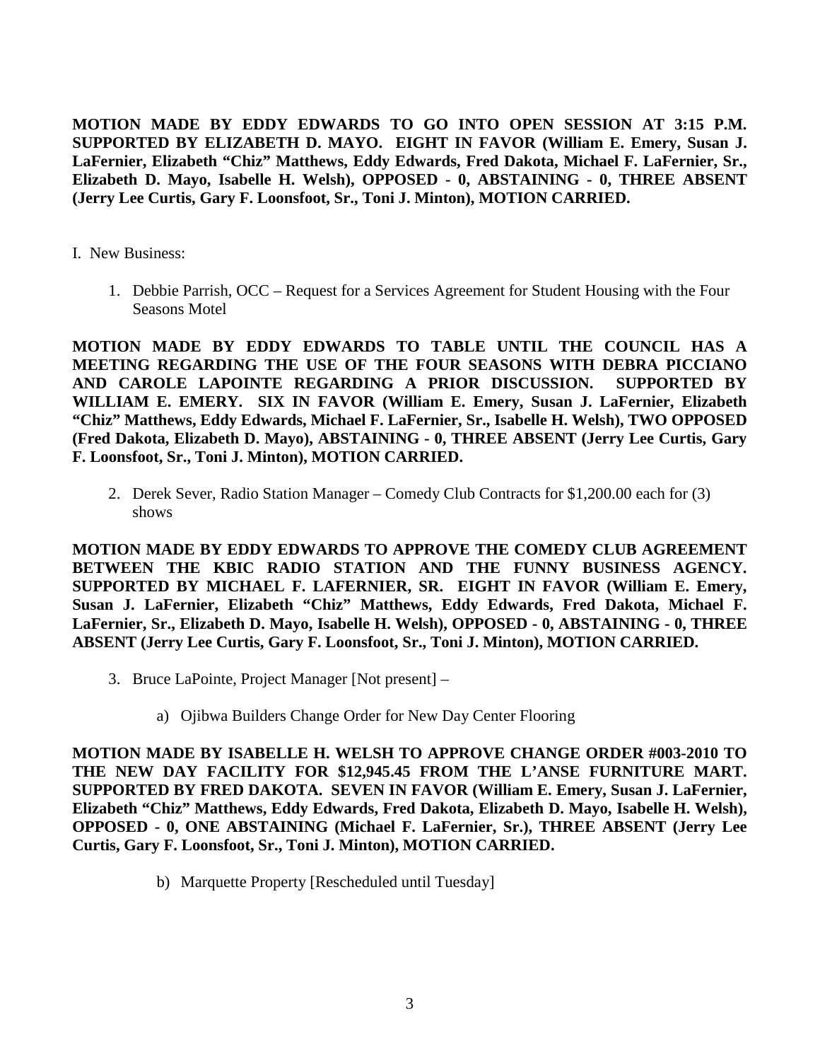**MOTION MADE BY EDDY EDWARDS TO GO INTO OPEN SESSION AT 3:15 P.M. SUPPORTED BY ELIZABETH D. MAYO. EIGHT IN FAVOR (William E. Emery, Susan J. LaFernier, Elizabeth "Chiz" Matthews, Eddy Edwards, Fred Dakota, Michael F. LaFernier, Sr., Elizabeth D. Mayo, Isabelle H. Welsh), OPPOSED - 0, ABSTAINING - 0, THREE ABSENT (Jerry Lee Curtis, Gary F. Loonsfoot, Sr., Toni J. Minton), MOTION CARRIED.**

I. New Business:

1. Debbie Parrish, OCC – Request for a Services Agreement for Student Housing with the Four Seasons Motel

**MOTION MADE BY EDDY EDWARDS TO TABLE UNTIL THE COUNCIL HAS A MEETING REGARDING THE USE OF THE FOUR SEASONS WITH DEBRA PICCIANO AND CAROLE LAPOINTE REGARDING A PRIOR DISCUSSION. SUPPORTED BY WILLIAM E. EMERY. SIX IN FAVOR (William E. Emery, Susan J. LaFernier, Elizabeth "Chiz" Matthews, Eddy Edwards, Michael F. LaFernier, Sr., Isabelle H. Welsh), TWO OPPOSED (Fred Dakota, Elizabeth D. Mayo), ABSTAINING - 0, THREE ABSENT (Jerry Lee Curtis, Gary F. Loonsfoot, Sr., Toni J. Minton), MOTION CARRIED.**

2. Derek Sever, Radio Station Manager – Comedy Club Contracts for $1,200.00 each for (3) shows

**MOTION MADE BY EDDY EDWARDS TO APPROVE THE COMEDY CLUB AGREEMENT BETWEEN THE KBIC RADIO STATION AND THE FUNNY BUSINESS AGENCY. SUPPORTED BY MICHAEL F. LAFERNIER, SR. EIGHT IN FAVOR (William E. Emery, Susan J. LaFernier, Elizabeth "Chiz" Matthews, Eddy Edwards, Fred Dakota, Michael F. LaFernier, Sr., Elizabeth D. Mayo, Isabelle H. Welsh), OPPOSED - 0, ABSTAINING - 0, THREE ABSENT (Jerry Lee Curtis, Gary F. Loonsfoot, Sr., Toni J. Minton), MOTION CARRIED.**

3. Bruce LaPointe, Project Manager [Not present] –

   a) Ojibwa Builders Change Order for New Day Center Flooring

**MOTION MADE BY ISABELLE H. WELSH TO APPROVE CHANGE ORDER #003-2010 TO THE NEW DAY FACILITY FOR $12,945.45 FROM THE L'ANSE FURNITURE MART. SUPPORTED BY FRED DAKOTA. SEVEN IN FAVOR (William E. Emery, Susan J. LaFernier, Elizabeth "Chiz" Matthews, Eddy Edwards, Fred Dakota, Elizabeth D. Mayo, Isabelle H. Welsh), OPPOSED - 0, ONE ABSTAINING (Michael F. LaFernier, Sr.), THREE ABSENT (Jerry Lee Curtis, Gary F. Loonsfoot, Sr., Toni J. Minton), MOTION CARRIED.**

   b) Marquette Property [Rescheduled until Tuesday]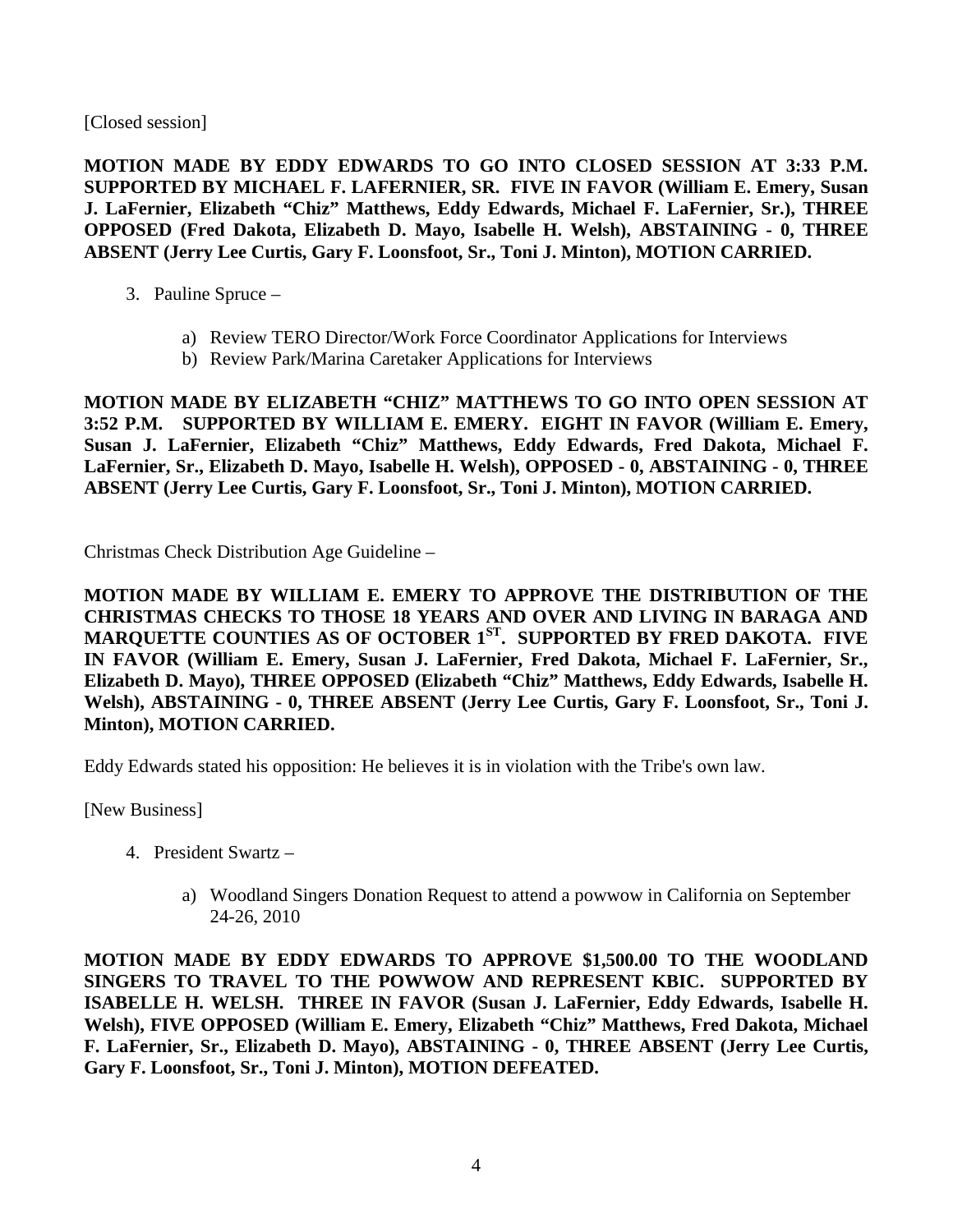[Closed session]

**MOTION MADE BY EDDY EDWARDS TO GO INTO CLOSED SESSION AT 3:33 P.M. SUPPORTED BY MICHAEL F. LAFERNIER, SR. FIVE IN FAVOR (William E. Emery, Susan J. LaFernier, Elizabeth "Chiz" Matthews, Eddy Edwards, Michael F. LaFernier, Sr.), THREE OPPOSED (Fred Dakota, Elizabeth D. Mayo, Isabelle H. Welsh), ABSTAINING - 0, THREE ABSENT (Jerry Lee Curtis, Gary F. Loonsfoot, Sr., Toni J. Minton), MOTION CARRIED.**

3. Pauline Spruce –

    a) Review TERO Director/Work Force Coordinator Applications for Interviews
    b) Review Park/Marina Caretaker Applications for Interviews

**MOTION MADE BY ELIZABETH "CHIZ" MATTHEWS TO GO INTO OPEN SESSION AT 3:52 P.M. SUPPORTED BY WILLIAM E. EMERY. EIGHT IN FAVOR (William E. Emery, Susan J. LaFernier, Elizabeth "Chiz" Matthews, Eddy Edwards, Fred Dakota, Michael F. LaFernier, Sr., Elizabeth D. Mayo, Isabelle H. Welsh), OPPOSED - 0, ABSTAINING - 0, THREE ABSENT (Jerry Lee Curtis, Gary F. Loonsfoot, Sr., Toni J. Minton), MOTION CARRIED.**

Christmas Check Distribution Age Guideline –

**MOTION MADE BY WILLIAM E. EMERY TO APPROVE THE DISTRIBUTION OF THE CHRISTMAS CHECKS TO THOSE 18 YEARS AND OVER AND LIVING IN BARAGA AND MARQUETTE COUNTIES AS OF OCTOBER 1ST. SUPPORTED BY FRED DAKOTA. FIVE IN FAVOR (William E. Emery, Susan J. LaFernier, Fred Dakota, Michael F. LaFernier, Sr., Elizabeth D. Mayo), THREE OPPOSED (Elizabeth "Chiz" Matthews, Eddy Edwards, Isabelle H. Welsh), ABSTAINING - 0, THREE ABSENT (Jerry Lee Curtis, Gary F. Loonsfoot, Sr., Toni J. Minton), MOTION CARRIED.**

Eddy Edwards stated his opposition: He believes it is in violation with the Tribe's own law.

[New Business]

4. President Swartz –

    a) Woodland Singers Donation Request to attend a powwow in California on September 24-26, 2010

**MOTION MADE BY EDDY EDWARDS TO APPROVE $1,500.00 TO THE WOODLAND SINGERS TO TRAVEL TO THE POWWOW AND REPRESENT KBIC. SUPPORTED BY ISABELLE H. WELSH. THREE IN FAVOR (Susan J. LaFernier, Eddy Edwards, Isabelle H. Welsh), FIVE OPPOSED (William E. Emery, Elizabeth "Chiz" Matthews, Fred Dakota, Michael F. LaFernier, Sr., Elizabeth D. Mayo), ABSTAINING - 0, THREE ABSENT (Jerry Lee Curtis, Gary F. Loonsfoot, Sr., Toni J. Minton), MOTION DEFEATED.**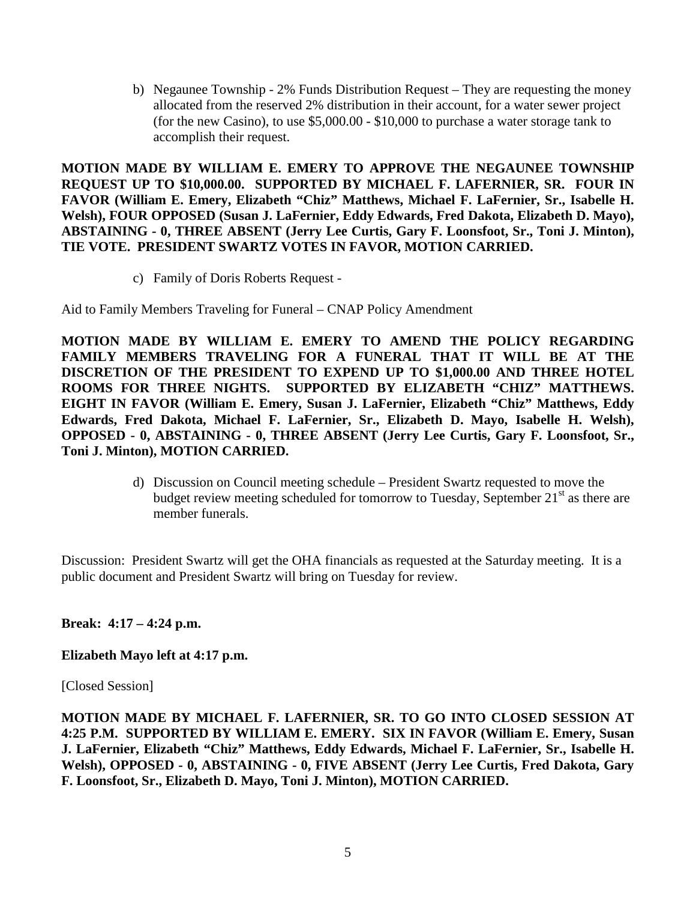b) Negaunee Township - 2% Funds Distribution Request – They are requesting the money allocated from the reserved 2% distribution in their account, for a water sewer project (for the new Casino), to use \$5,000.00 - \$10,000 to purchase a water storage tank to accomplish their request.

**MOTION MADE BY WILLIAM E. EMERY TO APPROVE THE NEGAUNEE TOWNSHIP REQUEST UP TO \$10,000.00. SUPPORTED BY MICHAEL F. LAFERNIER, SR. FOUR IN FAVOR (William E. Emery, Elizabeth "Chiz" Matthews, Michael F. LaFernier, Sr., Isabelle H. Welsh), FOUR OPPOSED (Susan J. LaFernier, Eddy Edwards, Fred Dakota, Elizabeth D. Mayo), ABSTAINING - 0, THREE ABSENT (Jerry Lee Curtis, Gary F. Loonsfoot, Sr., Toni J. Minton), TIE VOTE. PRESIDENT SWARTZ VOTES IN FAVOR, MOTION CARRIED.**

c) Family of Doris Roberts Request -

Aid to Family Members Traveling for Funeral – CNAP Policy Amendment

**MOTION MADE BY WILLIAM E. EMERY TO AMEND THE POLICY REGARDING FAMILY MEMBERS TRAVELING FOR A FUNERAL THAT IT WILL BE AT THE DISCRETION OF THE PRESIDENT TO EXPEND UP TO \$1,000.00 AND THREE HOTEL ROOMS FOR THREE NIGHTS. SUPPORTED BY ELIZABETH "CHIZ" MATTHEWS. EIGHT IN FAVOR (William E. Emery, Susan J. LaFernier, Elizabeth "Chiz" Matthews, Eddy Edwards, Fred Dakota, Michael F. LaFernier, Sr., Elizabeth D. Mayo, Isabelle H. Welsh), OPPOSED - 0, ABSTAINING - 0, THREE ABSENT (Jerry Lee Curtis, Gary F. Loonsfoot, Sr., Toni J. Minton), MOTION CARRIED.**

d) Discussion on Council meeting schedule – President Swartz requested to move the budget review meeting scheduled for tomorrow to Tuesday, September 21st as there are member funerals.

Discussion: President Swartz will get the OHA financials as requested at the Saturday meeting. It is a public document and President Swartz will bring on Tuesday for review.

**Break: 4:17 – 4:24 p.m.**

**Elizabeth Mayo left at 4:17 p.m.**

[Closed Session]

**MOTION MADE BY MICHAEL F. LAFERNIER, SR. TO GO INTO CLOSED SESSION AT 4:25 P.M. SUPPORTED BY WILLIAM E. EMERY. SIX IN FAVOR (William E. Emery, Susan J. LaFernier, Elizabeth "Chiz" Matthews, Eddy Edwards, Michael F. LaFernier, Sr., Isabelle H. Welsh), OPPOSED - 0, ABSTAINING - 0, FIVE ABSENT (Jerry Lee Curtis, Fred Dakota, Gary F. Loonsfoot, Sr., Elizabeth D. Mayo, Toni J. Minton), MOTION CARRIED.**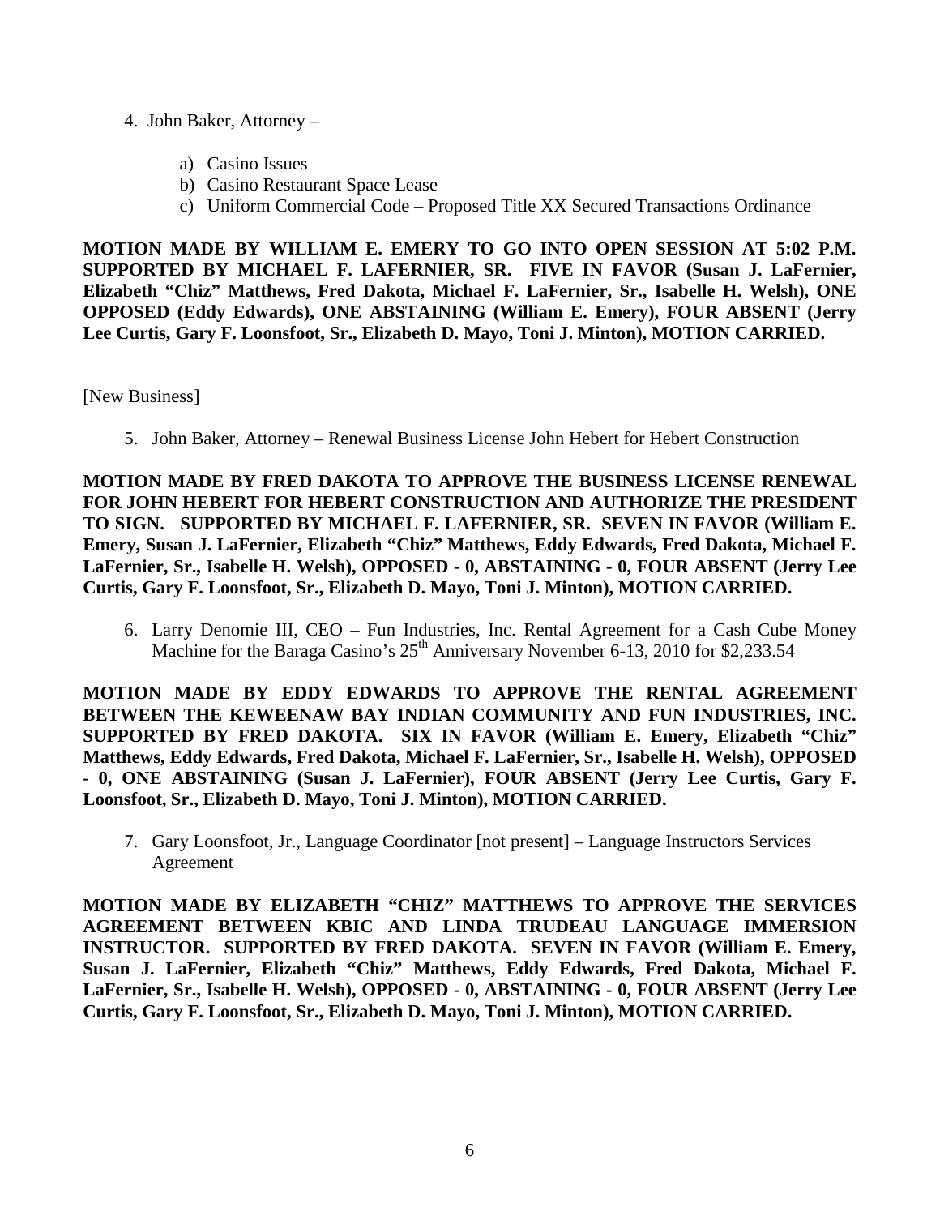4. John Baker, Attorney –

    a) Casino Issues
    b) Casino Restaurant Space Lease
    c) Uniform Commercial Code – Proposed Title XX Secured Transactions Ordinance

**MOTION MADE BY WILLIAM E. EMERY TO GO INTO OPEN SESSION AT 5:02 P.M. SUPPORTED BY MICHAEL F. LAFERNIER, SR. FIVE IN FAVOR (Susan J. LaFernier, Elizabeth "Chiz" Matthews, Fred Dakota, Michael F. LaFernier, Sr., Isabelle H. Welsh), ONE OPPOSED (Eddy Edwards), ONE ABSTAINING (William E. Emery), FOUR ABSENT (Jerry Lee Curtis, Gary F. Loonsfoot, Sr., Elizabeth D. Mayo, Toni J. Minton), MOTION CARRIED.**

[New Business]

5. John Baker, Attorney – Renewal Business License John Hebert for Hebert Construction

**MOTION MADE BY FRED DAKOTA TO APPROVE THE BUSINESS LICENSE RENEWAL FOR JOHN HEBERT FOR HEBERT CONSTRUCTION AND AUTHORIZE THE PRESIDENT TO SIGN. SUPPORTED BY MICHAEL F. LAFERNIER, SR. SEVEN IN FAVOR (William E. Emery, Susan J. LaFernier, Elizabeth "Chiz" Matthews, Eddy Edwards, Fred Dakota, Michael F. LaFernier, Sr., Isabelle H. Welsh), OPPOSED - 0, ABSTAINING - 0, FOUR ABSENT (Jerry Lee Curtis, Gary F. Loonsfoot, Sr., Elizabeth D. Mayo, Toni J. Minton), MOTION CARRIED.**

6. Larry Denomie III, CEO – Fun Industries, Inc. Rental Agreement for a Cash Cube Money Machine for the Baraga Casino's 25th Anniversary November 6-13, 2010 for $2,233.54

**MOTION MADE BY EDDY EDWARDS TO APPROVE THE RENTAL AGREEMENT BETWEEN THE KEWEENAW BAY INDIAN COMMUNITY AND FUN INDUSTRIES, INC. SUPPORTED BY FRED DAKOTA. SIX IN FAVOR (William E. Emery, Elizabeth "Chiz" Matthews, Eddy Edwards, Fred Dakota, Michael F. LaFernier, Sr., Isabelle H. Welsh), OPPOSED - 0, ONE ABSTAINING (Susan J. LaFernier), FOUR ABSENT (Jerry Lee Curtis, Gary F. Loonsfoot, Sr., Elizabeth D. Mayo, Toni J. Minton), MOTION CARRIED.**

7. Gary Loonsfoot, Jr., Language Coordinator [not present] – Language Instructors Services Agreement

**MOTION MADE BY ELIZABETH "CHIZ" MATTHEWS TO APPROVE THE SERVICES AGREEMENT BETWEEN KBIC AND LINDA TRUDEAU LANGUAGE IMMERSION INSTRUCTOR. SUPPORTED BY FRED DAKOTA. SEVEN IN FAVOR (William E. Emery, Susan J. LaFernier, Elizabeth "Chiz" Matthews, Eddy Edwards, Fred Dakota, Michael F. LaFernier, Sr., Isabelle H. Welsh), OPPOSED - 0, ABSTAINING - 0, FOUR ABSENT (Jerry Lee Curtis, Gary F. Loonsfoot, Sr., Elizabeth D. Mayo, Toni J. Minton), MOTION CARRIED.**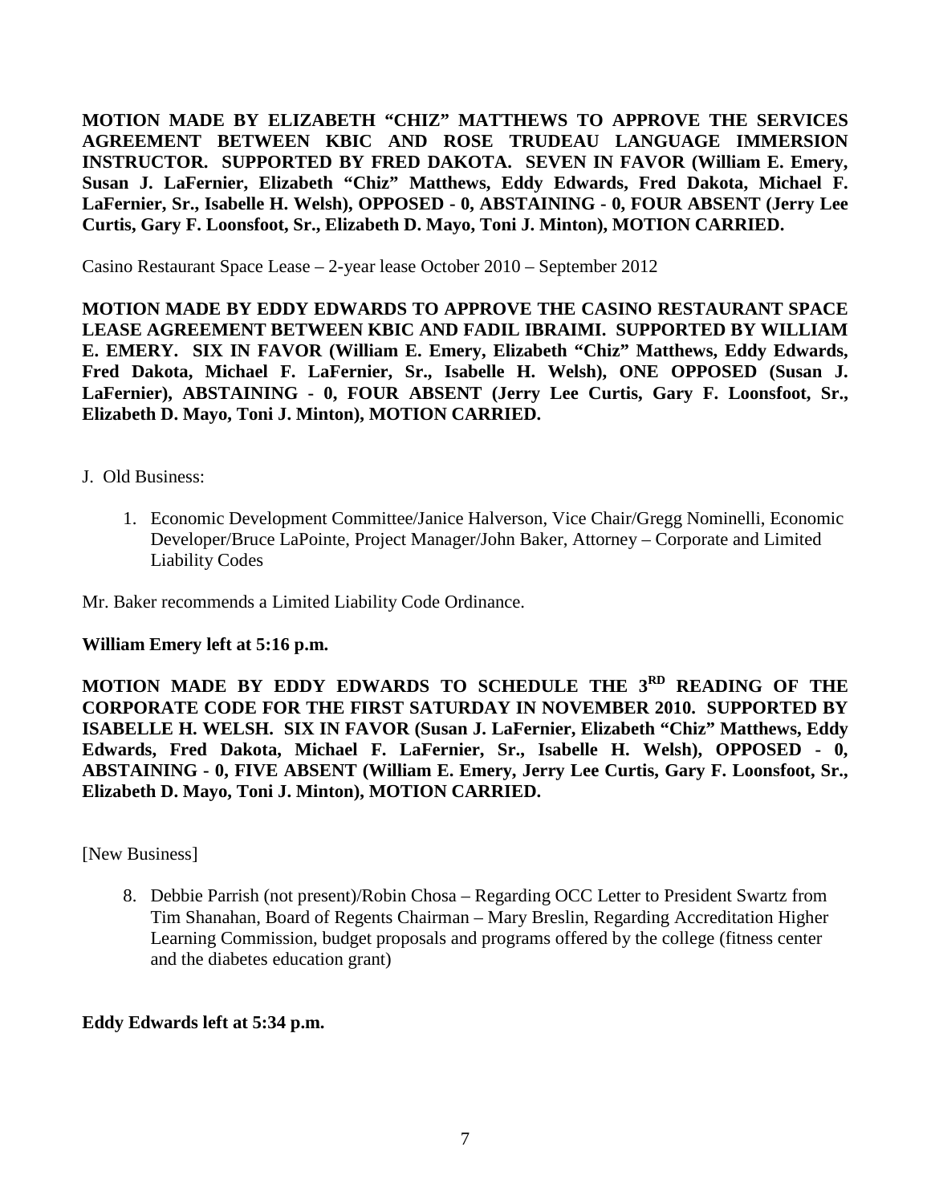**MOTION MADE BY ELIZABETH "CHIZ" MATTHEWS TO APPROVE THE SERVICES AGREEMENT BETWEEN KBIC AND ROSE TRUDEAU LANGUAGE IMMERSION INSTRUCTOR. SUPPORTED BY FRED DAKOTA. SEVEN IN FAVOR (William E. Emery, Susan J. LaFernier, Elizabeth "Chiz" Matthews, Eddy Edwards, Fred Dakota, Michael F. LaFernier, Sr., Isabelle H. Welsh), OPPOSED - 0, ABSTAINING - 0, FOUR ABSENT (Jerry Lee Curtis, Gary F. Loonsfoot, Sr., Elizabeth D. Mayo, Toni J. Minton), MOTION CARRIED.**

Casino Restaurant Space Lease – 2-year lease October 2010 – September 2012

**MOTION MADE BY EDDY EDWARDS TO APPROVE THE CASINO RESTAURANT SPACE LEASE AGREEMENT BETWEEN KBIC AND FADIL IBRAIMI. SUPPORTED BY WILLIAM E. EMERY. SIX IN FAVOR (William E. Emery, Elizabeth "Chiz" Matthews, Eddy Edwards, Fred Dakota, Michael F. LaFernier, Sr., Isabelle H. Welsh), ONE OPPOSED (Susan J. LaFernier), ABSTAINING - 0, FOUR ABSENT (Jerry Lee Curtis, Gary F. Loonsfoot, Sr., Elizabeth D. Mayo, Toni J. Minton), MOTION CARRIED.**

J. Old Business:

1. Economic Development Committee/Janice Halverson, Vice Chair/Gregg Nominelli, Economic Developer/Bruce LaPointe, Project Manager/John Baker, Attorney – Corporate and Limited Liability Codes

Mr. Baker recommends a Limited Liability Code Ordinance.

**William Emery left at 5:16 p.m.**

**MOTION MADE BY EDDY EDWARDS TO SCHEDULE THE 3RD READING OF THE CORPORATE CODE FOR THE FIRST SATURDAY IN NOVEMBER 2010. SUPPORTED BY ISABELLE H. WELSH. SIX IN FAVOR (Susan J. LaFernier, Elizabeth "Chiz" Matthews, Eddy Edwards, Fred Dakota, Michael F. LaFernier, Sr., Isabelle H. Welsh), OPPOSED - 0, ABSTAINING - 0, FIVE ABSENT (William E. Emery, Jerry Lee Curtis, Gary F. Loonsfoot, Sr., Elizabeth D. Mayo, Toni J. Minton), MOTION CARRIED.**

[New Business]

8. Debbie Parrish (not present)/Robin Chosa – Regarding OCC Letter to President Swartz from Tim Shanahan, Board of Regents Chairman – Mary Breslin, Regarding Accreditation Higher Learning Commission, budget proposals and programs offered by the college (fitness center and the diabetes education grant)

**Eddy Edwards left at 5:34 p.m.**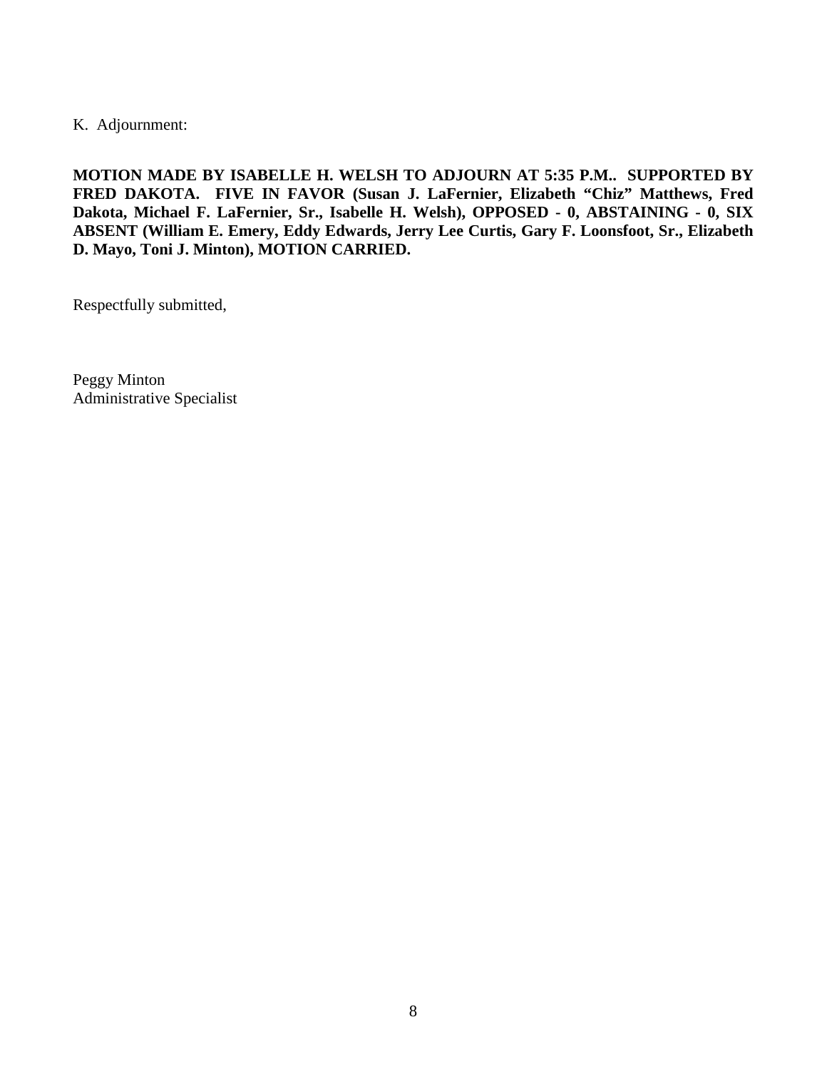K. Adjournment:

**MOTION MADE BY ISABELLE H. WELSH TO ADJOURN AT 5:35 P.M.. SUPPORTED BY FRED DAKOTA. FIVE IN FAVOR (Susan J. LaFernier, Elizabeth "Chiz" Matthews, Fred Dakota, Michael F. LaFernier, Sr., Isabelle H. Welsh), OPPOSED - 0, ABSTAINING - 0, SIX ABSENT (William E. Emery, Eddy Edwards, Jerry Lee Curtis, Gary F. Loonsfoot, Sr., Elizabeth D. Mayo, Toni J. Minton), MOTION CARRIED.**

Respectfully submitted,

Peggy Minton
Administrative Specialist